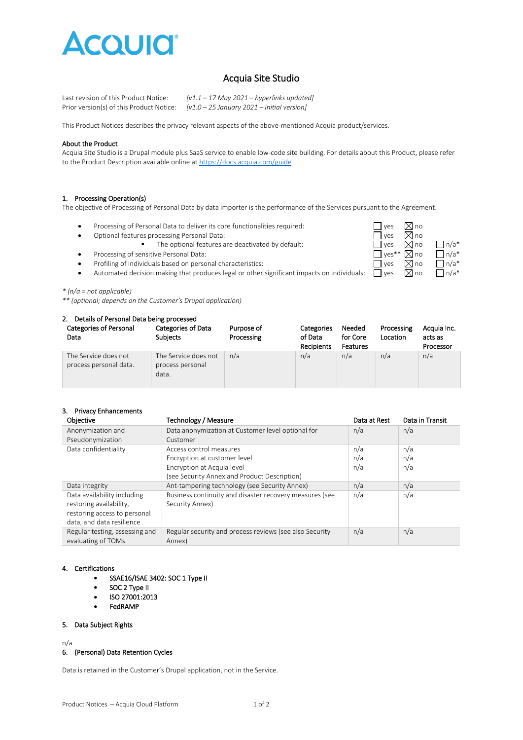# Acquia

## Acquia Site Studio

Last revision of this Product Notice: *[v1.1 – 17 May 2021 – hyperlinks updated]*
Prior version(s) of this Product Notice: *[v1.0 – 25 January 2021 – initial version]*

This Product Notices describes the privacy relevant aspects of the above-mentioned Acquia product/services.

**About the Product**
Acquia Site Studio is a Drupal module plus SaaS service to enable low-code site building. For details about this Product, please refer to the Product Description available online at [https://docs.acquia.com/guide](https://docs.acquia.com/guide)

### 1. Processing Operation(s)

The objective of Processing of Personal Data by data importer is the performance of the Services pursuant to the Agreement.

- Processing of Personal Data to deliver its core functionalities required: ☐ yes ☒ no
- Optional features processing Personal Data: ☐ yes ☒ no
  - The optional features are deactivated by default: ☐ yes ☒ no ☐ n/a*
- Processing of sensitive Personal Data: ☐ yes** ☒ no ☐ n/a*
- Profiling of individuals based on personal characteristics: ☐ yes ☒ no ☐ n/a*
- Automated decision making that produces legal or other significant impacts on individuals: ☐ yes ☒ no ☐ n/a*

*\* (n/a = not applicable)*
*\*\* (optional; depends on the Customer's Drupal application)*

### 2. Details of Personal Data being processed

| Categories of Personal Data | Categories of Data Subjects | Purpose of Processing | Categories of Data Recipients | Needed for Core Features | Processing Location | Acquia Inc. acts as Processor |
|---|---|---|---|---|---|---|
| The Service does not process personal data. | The Service does not process personal data. | n/a | n/a | n/a | n/a | n/a |

### 3. Privacy Enhancements

| Objective | Technology / Measure | Data at Rest | Data in Transit |
|---|---|---|---|
| Anonymization and Pseudonymization | Data anonymization at Customer level optional for Customer | n/a | n/a |
| Data confidentiality | Access control measures<br>Encryption at customer level<br>Encryption at Acquia level<br>(see Security Annex and Product Description) | n/a<br>n/a<br>n/a | n/a<br>n/a<br>n/a |
| Data integrity | Ant-tampering technology (see Security Annex) | n/a | n/a |
| Data availability including restoring availability, restoring access to personal data, and data resilience | Business continuity and disaster recovery measures (see Security Annex) | n/a | n/a |
| Regular testing, assessing and evaluating of TOMs | Regular security and process reviews (see also Security Annex) | n/a | n/a |

### 4. Certifications

- SSAE16/ISAE 3402: SOC 1 Type II
- SOC 2 Type II
- ISO 27001:2013
- FedRAMP

### 5. Data Subject Rights

n/a

### 6. (Personal) Data Retention Cycles

Data is retained in the Customer's Drupal application, not in the Service.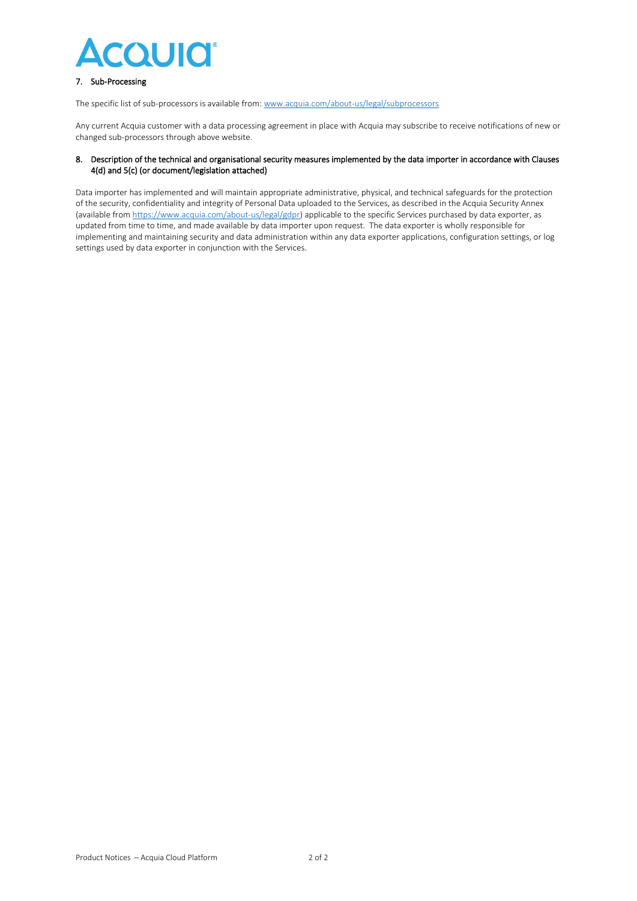## 7. Sub-Processing

The specific list of sub-processors is available from: [www.acquia.com/about-us/legal/subprocessors](http://www.acquia.com/about-us/legal/subprocessors)

Any current Acquia customer with a data processing agreement in place with Acquia may subscribe to receive notifications of new or changed sub-processors through above website.

## 8. Description of the technical and organisational security measures implemented by the data importer in accordance with Clauses 4(d) and 5(c) (or document/legislation attached)

Data importer has implemented and will maintain appropriate administrative, physical, and technical safeguards for the protection of the security, confidentiality and integrity of Personal Data uploaded to the Services, as described in the Acquia Security Annex (available from [https://www.acquia.com/about-us/legal/gdpr](https://www.acquia.com/about-us/legal/gdpr)) applicable to the specific Services purchased by data exporter, as updated from time to time, and made available by data importer upon request. The data exporter is wholly responsible for implementing and maintaining security and data administration within any data exporter applications, configuration settings, or log settings used by data exporter in conjunction with the Services.